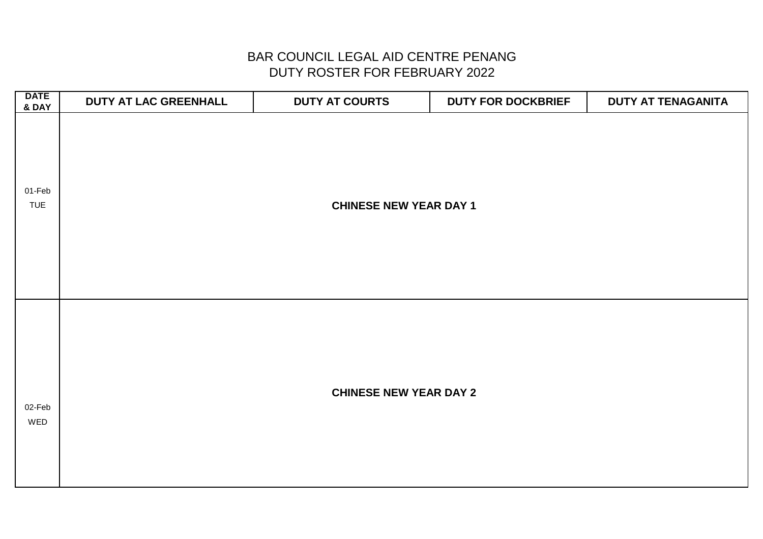# BAR COUNCIL LEGAL AID CENTRE PENANG
## DUTY ROSTER FOR FEBRUARY 2022

| DATE & DAY | DUTY AT LAC GREENHALL | DUTY AT COURTS | DUTY FOR DOCKBRIEF | DUTY AT TENAGANITA |
|---|---|---|---|---|
| 01-Feb TUE | **CHINESE NEW YEAR DAY 1** | | | |
| 02-Feb WED | **CHINESE NEW YEAR DAY 2** | | | |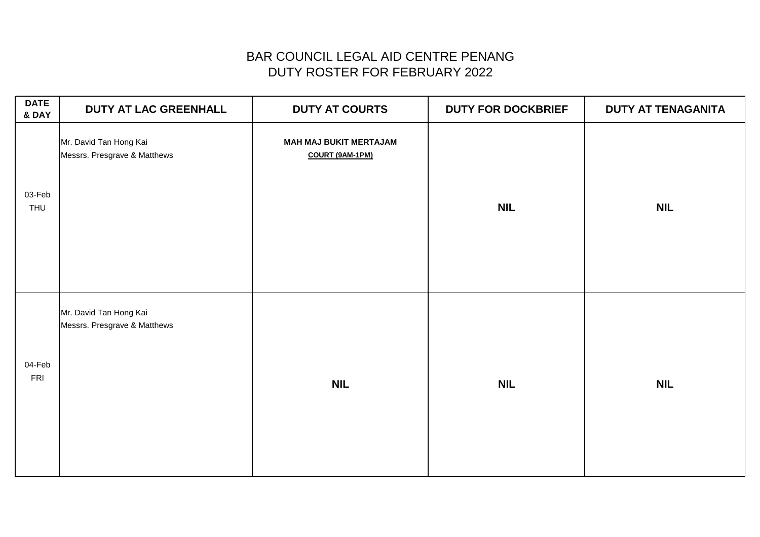# BAR COUNCIL LEGAL AID CENTRE PENANG
## DUTY ROSTER FOR FEBRUARY 2022

| DATE & DAY | DUTY AT LAC GREENHALL | DUTY AT COURTS | DUTY FOR DOCKBRIEF | DUTY AT TENAGANITA |
|---|---|---|---|---|
| 03-Feb THU | Mr. David Tan Hong Kai<br>Messrs. Presgrave & Matthews | **MAH MAJ BUKIT MERTAJAM**<br>**COURT (9AM-1PM)** | **NIL** | **NIL** |
| 04-Feb FRI | Mr. David Tan Hong Kai<br>Messrs. Presgrave & Matthews | **NIL** | **NIL** | **NIL** |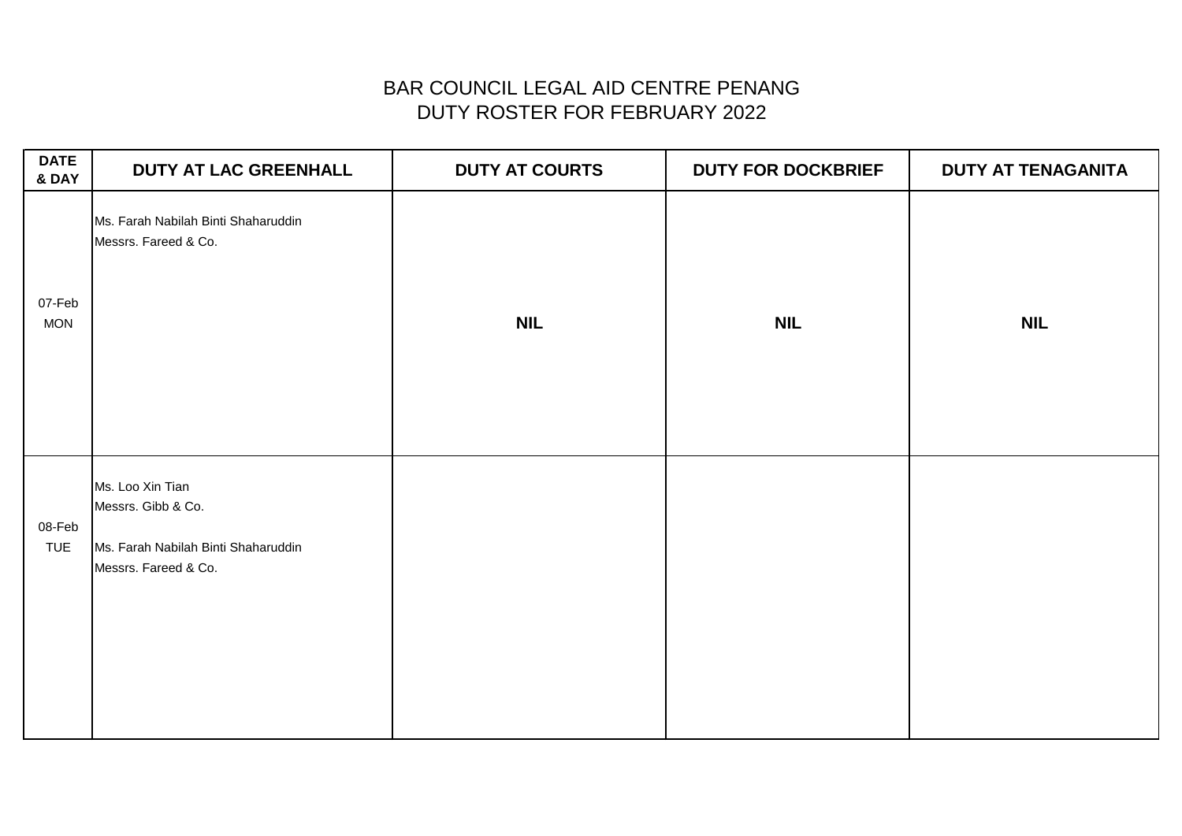# BAR COUNCIL LEGAL AID CENTRE PENANG
## DUTY ROSTER FOR FEBRUARY 2022

| DATE & DAY | DUTY AT LAC GREENHALL | DUTY AT COURTS | DUTY FOR DOCKBRIEF | DUTY AT TENAGANITA |
|---|---|---|---|---|
| 07-Feb MON | Ms. Farah Nabilah Binti Shaharuddin<br>Messrs. Fareed & Co. | **NIL** | **NIL** | **NIL** |
| 08-Feb TUE | Ms. Loo Xin Tian<br>Messrs. Gibb & Co.<br><br>Ms. Farah Nabilah Binti Shaharuddin<br>Messrs. Fareed & Co. | | | |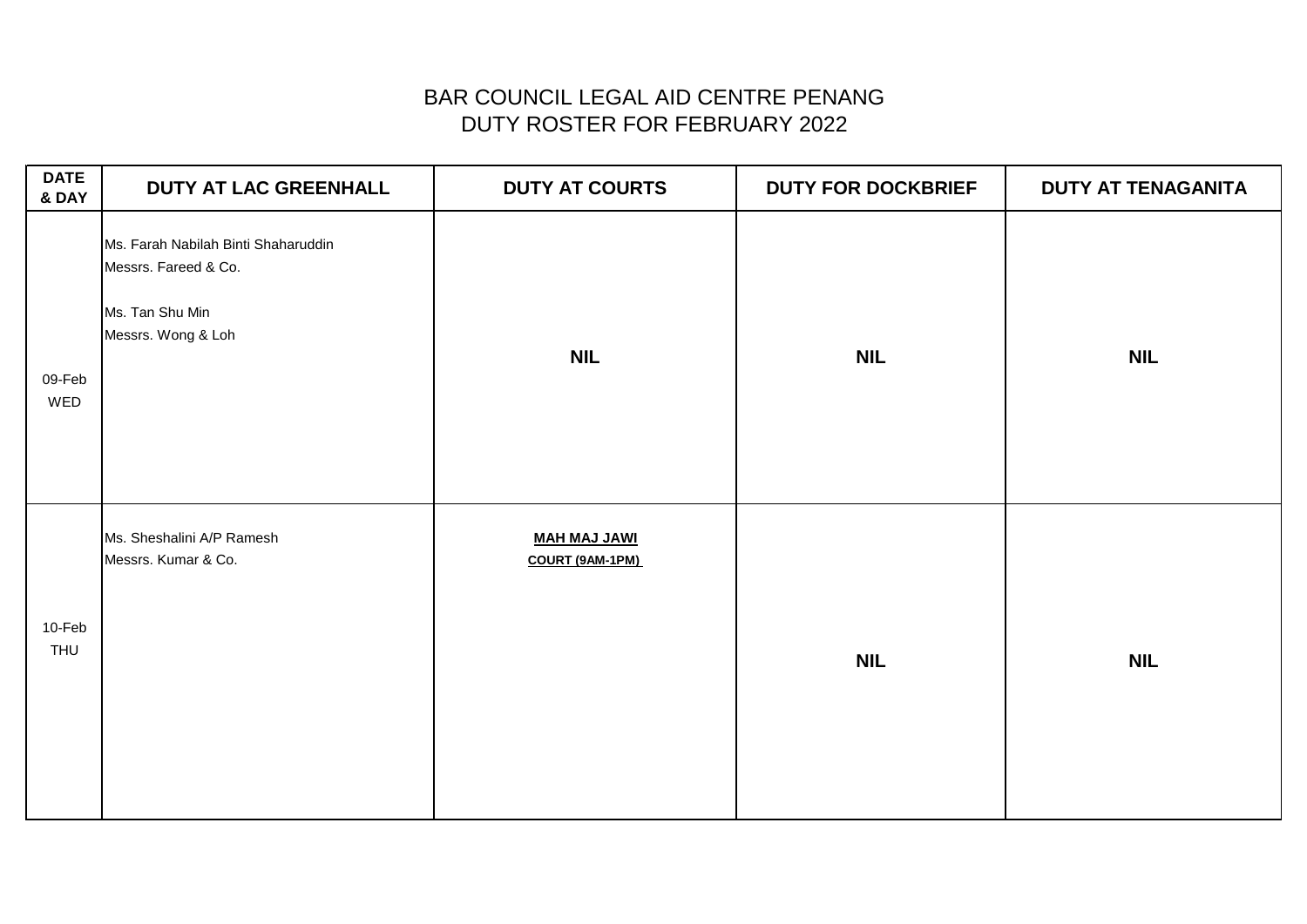# BAR COUNCIL LEGAL AID CENTRE PENANG
## DUTY ROSTER FOR FEBRUARY 2022

| DATE & DAY | DUTY AT LAC GREENHALL | DUTY AT COURTS | DUTY FOR DOCKBRIEF | DUTY AT TENAGANITA |
|---|---|---|---|---|
| 09-Feb WED | Ms. Farah Nabilah Binti Shaharuddin<br>Messrs. Fareed & Co.<br><br>Ms. Tan Shu Min<br>Messrs. Wong & Loh | **NIL** | **NIL** | **NIL** |
| 10-Feb THU | Ms. Sheshalini A/P Ramesh<br>Messrs. Kumar & Co. | **MAH MAJ JAWI**<br>**COURT (9AM-1PM)** | **NIL** | **NIL** |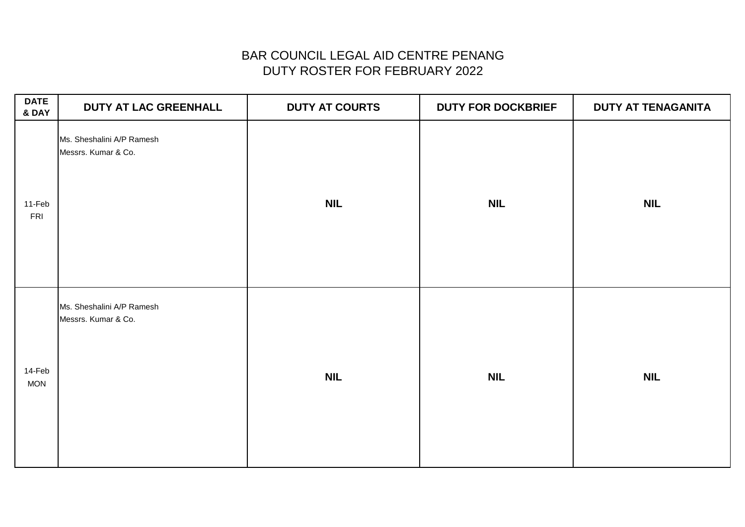BAR COUNCIL LEGAL AID CENTRE PENANG
DUTY ROSTER FOR FEBRUARY 2022

| DATE & DAY | DUTY AT LAC GREENHALL | DUTY AT COURTS | DUTY FOR DOCKBRIEF | DUTY AT TENAGANITA |
|---|---|---|---|---|
| 11-Feb FRI | Ms. Sheshalini A/P Ramesh<br>Messrs. Kumar & Co. | **NIL** | **NIL** | **NIL** |
| 14-Feb MON | Ms. Sheshalini A/P Ramesh<br>Messrs. Kumar & Co. | **NIL** | **NIL** | **NIL** |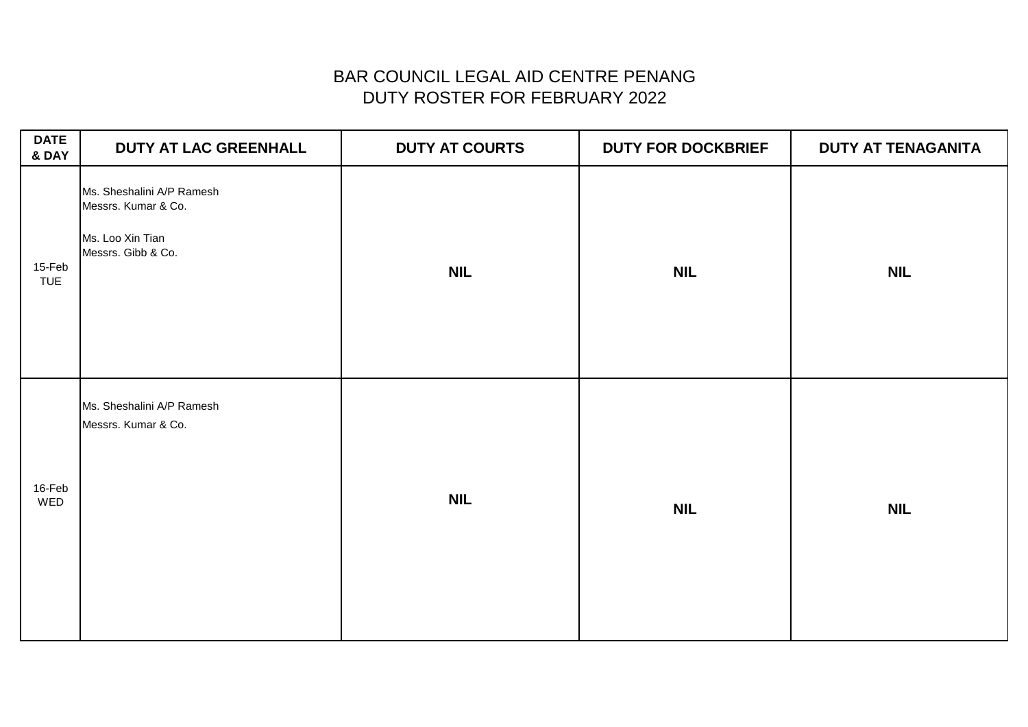# BAR COUNCIL LEGAL AID CENTRE PENANG
## DUTY ROSTER FOR FEBRUARY 2022

| DATE & DAY | DUTY AT LAC GREENHALL | DUTY AT COURTS | DUTY FOR DOCKBRIEF | DUTY AT TENAGANITA |
|---|---|---|---|---|
| 15-Feb TUE | Ms. Sheshalini A/P Ramesh<br>Messrs. Kumar & Co.<br><br>Ms. Loo Xin Tian<br>Messrs. Gibb & Co. | **NIL** | **NIL** | **NIL** |
| 16-Feb WED | Ms. Sheshalini A/P Ramesh<br>Messrs. Kumar & Co. | **NIL** | **NIL** | **NIL** |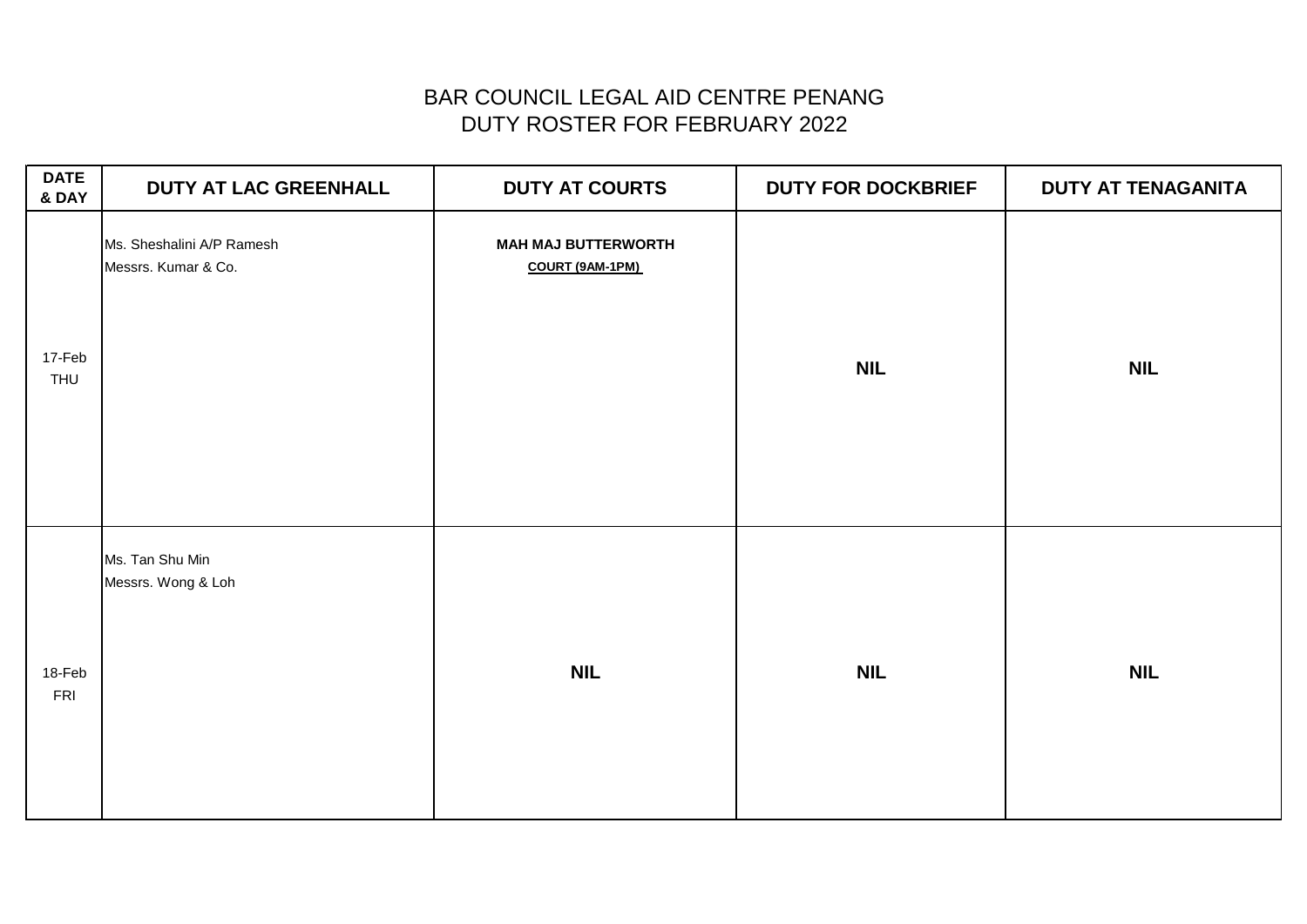# BAR COUNCIL LEGAL AID CENTRE PENANG
## DUTY ROSTER FOR FEBRUARY 2022

| DATE & DAY | DUTY AT LAC GREENHALL | DUTY AT COURTS | DUTY FOR DOCKBRIEF | DUTY AT TENAGANITA |
|---|---|---|---|---|
| 17-Feb THU | Ms. Sheshalini A/P Ramesh<br>Messrs. Kumar & Co. | **MAH MAJ BUTTERWORTH**<br>**COURT (9AM-1PM)** | **NIL** | **NIL** |
| 18-Feb FRI | Ms. Tan Shu Min<br>Messrs. Wong & Loh | **NIL** | **NIL** | **NIL** |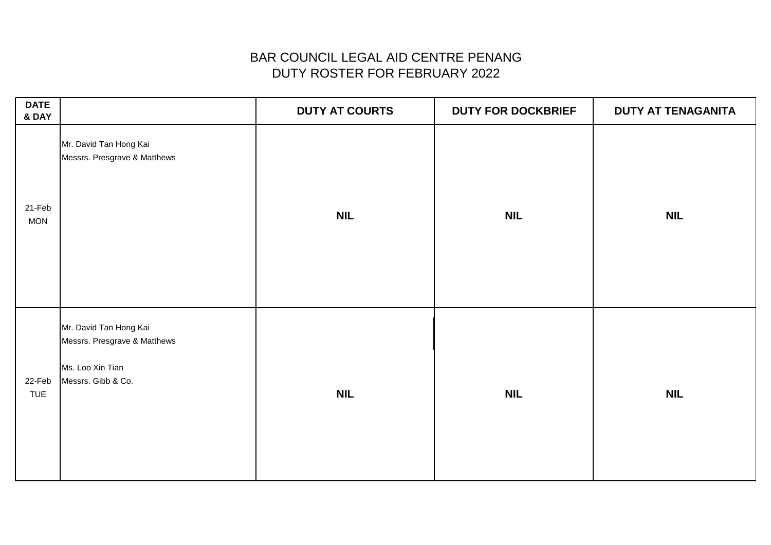# BAR COUNCIL LEGAL AID CENTRE PENANG
## DUTY ROSTER FOR FEBRUARY 2022

| DATE & DAY | | DUTY AT COURTS | DUTY FOR DOCKBRIEF | DUTY AT TENAGANITA |
|---|---|---|---|---|
| 21-Feb MON | Mr. David Tan Hong Kai<br>Messrs. Presgrave & Matthews | **NIL** | **NIL** | **NIL** |
| 22-Feb TUE | Mr. David Tan Hong Kai<br>Messrs. Presgrave & Matthews<br><br>Ms. Loo Xin Tian<br>Messrs. Gibb & Co. | **NIL** | **NIL** | **NIL** |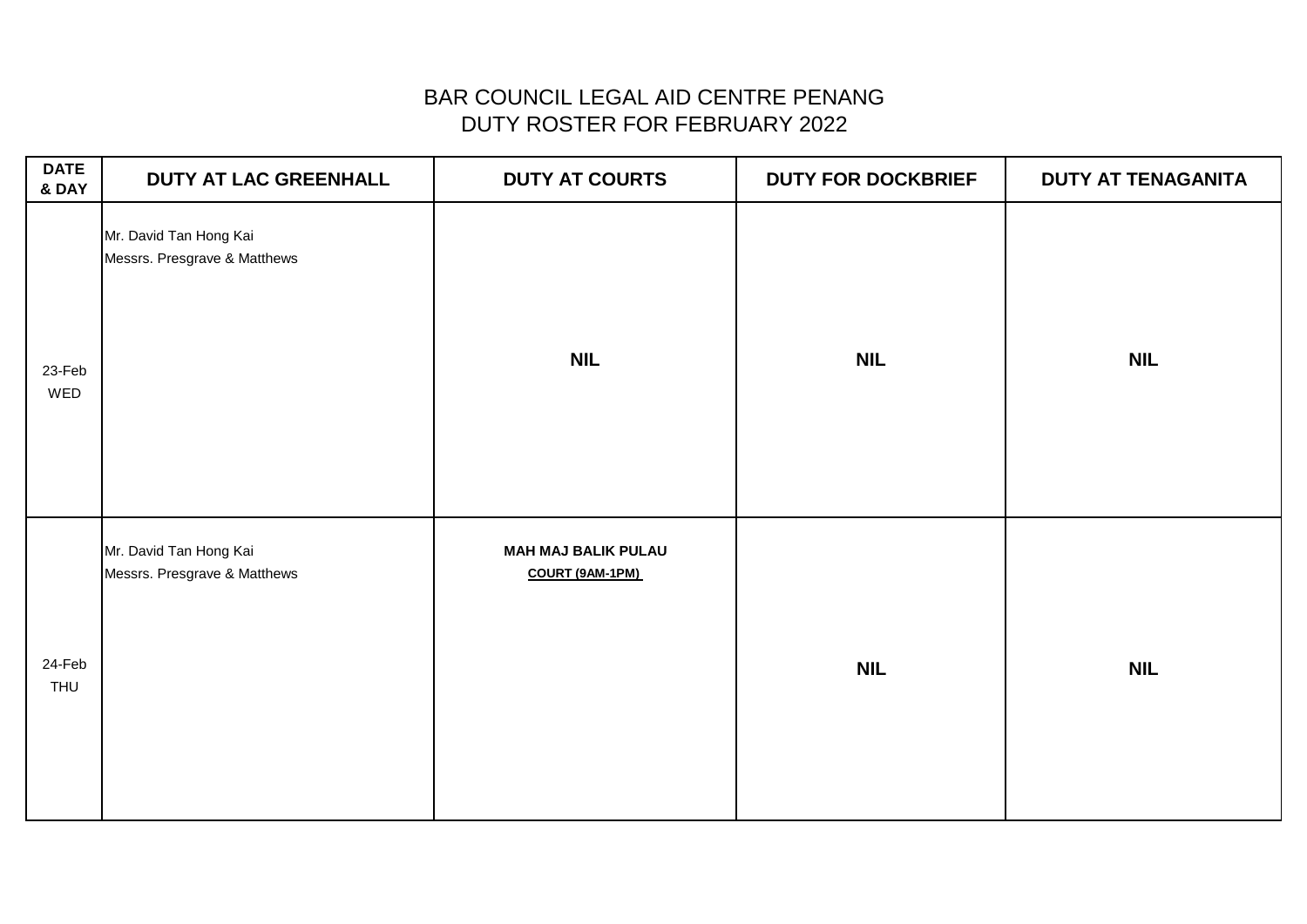# BAR COUNCIL LEGAL AID CENTRE PENANG
## DUTY ROSTER FOR FEBRUARY 2022

| DATE & DAY | DUTY AT LAC GREENHALL | DUTY AT COURTS | DUTY FOR DOCKBRIEF | DUTY AT TENAGANITA |
|---|---|---|---|---|
| 23-Feb WED | Mr. David Tan Hong Kai<br>Messrs. Presgrave & Matthews | **NIL** | **NIL** | **NIL** |
| 24-Feb THU | Mr. David Tan Hong Kai<br>Messrs. Presgrave & Matthews | **MAH MAJ BALIK PULAU**<br>**COURT (9AM-1PM)** | **NIL** | **NIL** |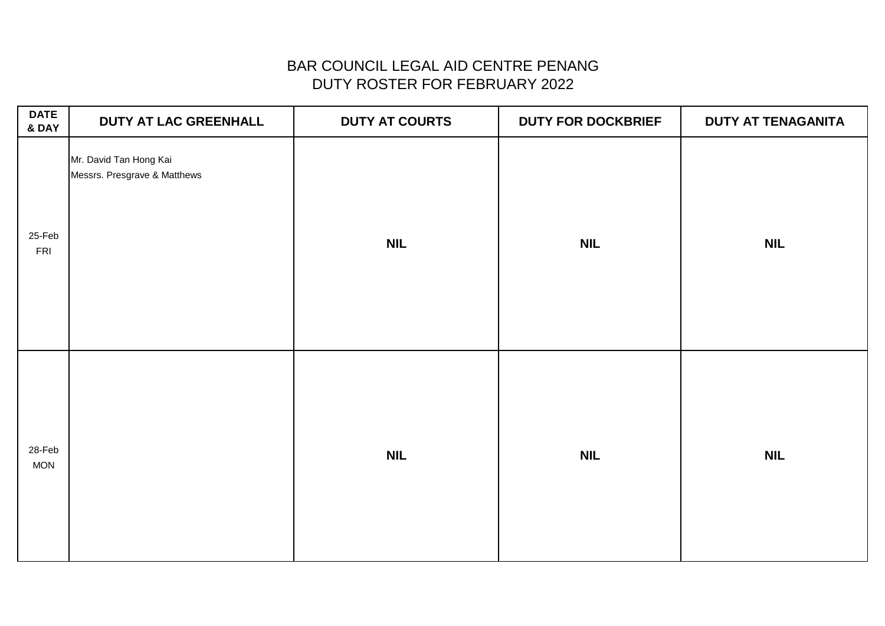# BAR COUNCIL LEGAL AID CENTRE PENANG
## DUTY ROSTER FOR FEBRUARY 2022

| DATE & DAY | DUTY AT LAC GREENHALL | DUTY AT COURTS | DUTY FOR DOCKBRIEF | DUTY AT TENAGANITA |
|---|---|---|---|---|
| 25-Feb FRI | Mr. David Tan Hong Kai<br>Messrs. Presgrave & Matthews | **NIL** | **NIL** | **NIL** |
| 28-Feb MON | | **NIL** | **NIL** | **NIL** |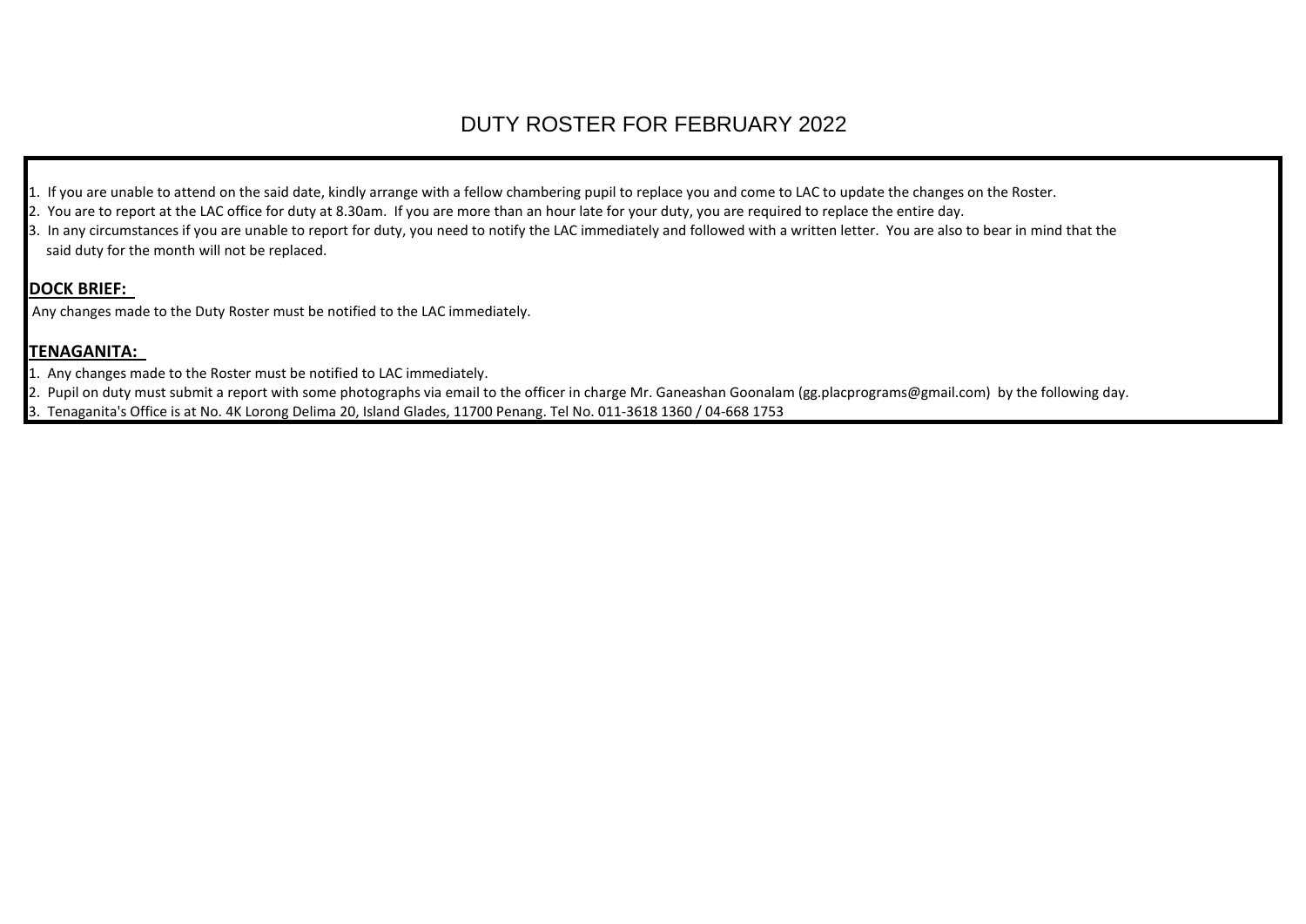# DUTY ROSTER FOR FEBRUARY 2022

1. If you are unable to attend on the said date, kindly arrange with a fellow chambering pupil to replace you and come to LAC to update the changes on the Roster.
2. You are to report at the LAC office for duty at 8.30am. If you are more than an hour late for your duty, you are required to replace the entire day.
3. In any circumstances if you are unable to report for duty, you need to notify the LAC immediately and followed with a written letter. You are also to bear in mind that the said duty for the month will not be replaced.

**DOCK BRIEF:**

Any changes made to the Duty Roster must be notified to the LAC immediately.

**TENAGANITA:**

1. Any changes made to the Roster must be notified to LAC immediately.
2. Pupil on duty must submit a report with some photographs via email to the officer in charge Mr. Ganeashan Goonalam (gg.placprograms@gmail.com) by the following day.
3. Tenaganita's Office is at No. 4K Lorong Delima 20, Island Glades, 11700 Penang. Tel No. 011-3618 1360 / 04-668 1753